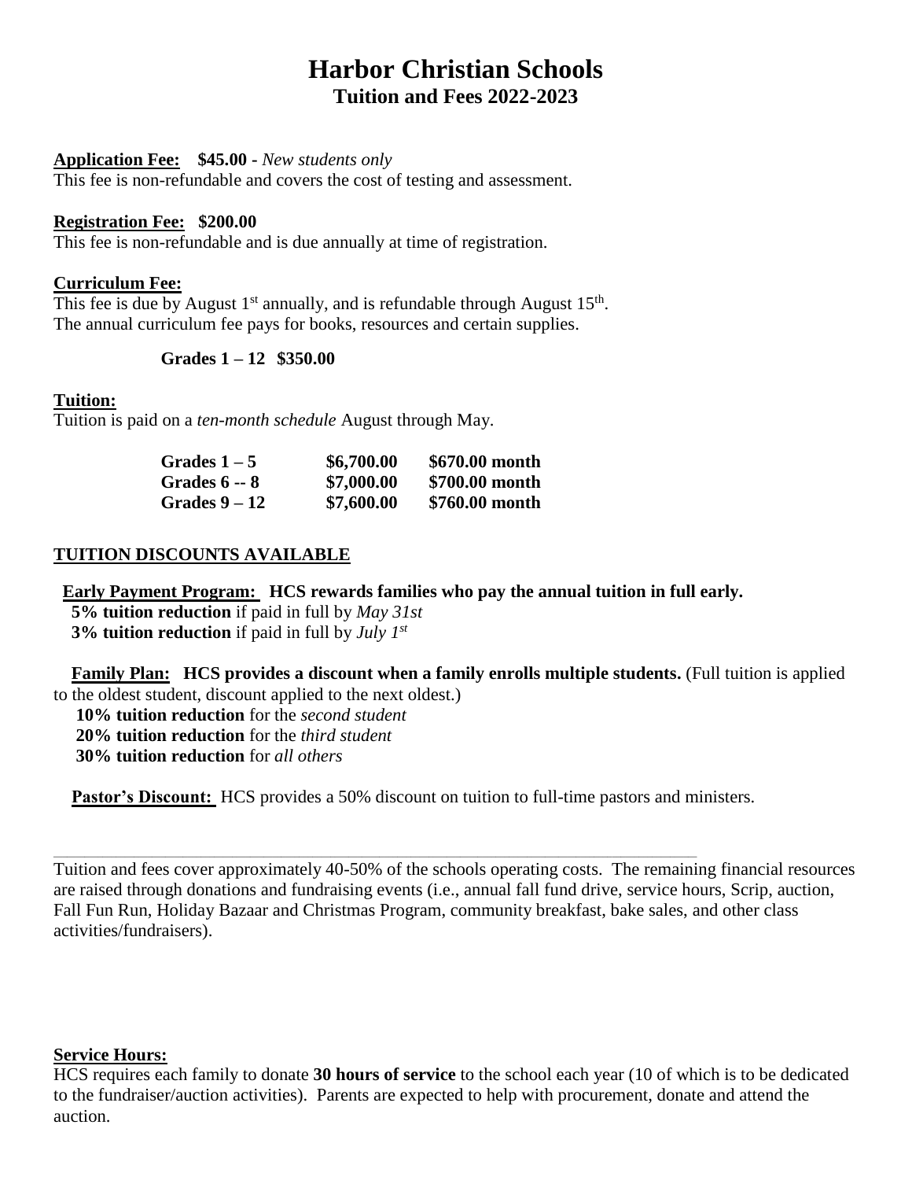# Harbor Christian Schools

## Tuition and Fees 2022-2023

**Application Fee:** **$45.00** - *New students only*
This fee is non-refundable and covers the cost of testing and assessment.

**Registration Fee:** **$200.00**
This fee is non-refundable and is due annually at time of registration.

**Curriculum Fee:**
This fee is due by August 1st annually, and is refundable through August 15th.
The annual curriculum fee pays for books, resources and certain supplies.

**Grades 1 – 12 $350.00**

**Tuition:**
Tuition is paid on a *ten-month schedule* August through May.

| | | |
|---|---|---|
| **Grades 1 – 5** | **$6,700.00** | **$670.00 month** |
| **Grades 6 -- 8** | **$7,000.00** | **$700.00 month** |
| **Grades 9 – 12** | **$7,600.00** | **$760.00 month** |

**TUITION DISCOUNTS AVAILABLE**

**Early Payment Program:** **HCS rewards families who pay the annual tuition in full early.**
**5% tuition reduction** if paid in full by *May 31st*
**3% tuition reduction** if paid in full by *July 1st*

**Family Plan:** **HCS provides a discount when a family enrolls multiple students.** (Full tuition is applied to the oldest student, discount applied to the next oldest.)
**10% tuition reduction** for the *second student*
**20% tuition reduction** for the *third student*
**30% tuition reduction** for *all others*

**Pastor's Discount:** HCS provides a 50% discount on tuition to full-time pastors and ministers.

---

Tuition and fees cover approximately 40-50% of the schools operating costs. The remaining financial resources are raised through donations and fundraising events (i.e., annual fall fund drive, service hours, Scrip, auction, Fall Fun Run, Holiday Bazaar and Christmas Program, community breakfast, bake sales, and other class activities/fundraisers).

**Service Hours:**
HCS requires each family to donate **30 hours of service** to the school each year (10 of which is to be dedicated to the fundraiser/auction activities). Parents are expected to help with procurement, donate and attend the auction.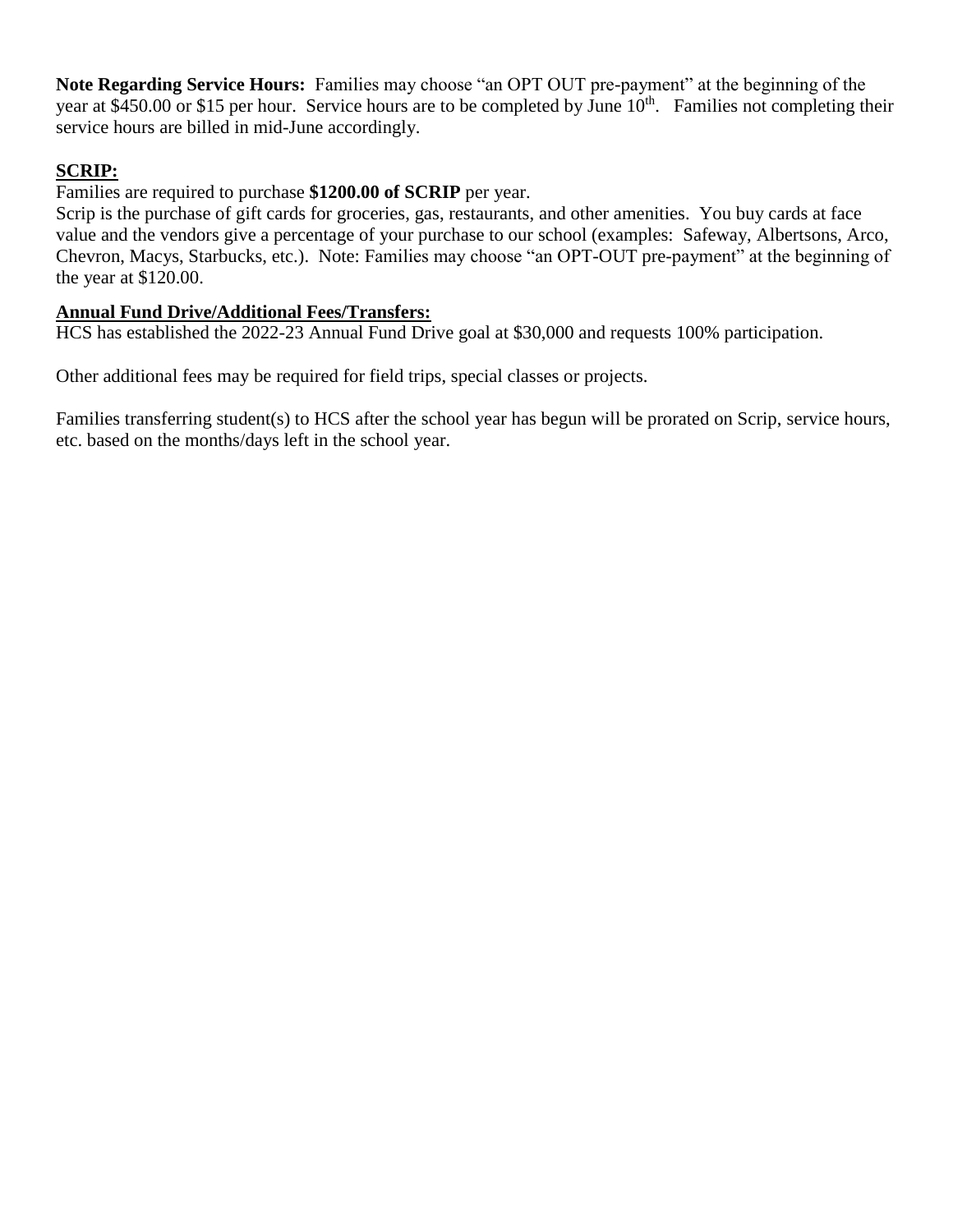**Note Regarding Service Hours:** Families may choose "an OPT OUT pre-payment" at the beginning of the year at $450.00 or $15 per hour. Service hours are to be completed by June 10th. Families not completing their service hours are billed in mid-June accordingly.

**SCRIP:**

Families are required to purchase **$1200.00 of SCRIP** per year.

Scrip is the purchase of gift cards for groceries, gas, restaurants, and other amenities. You buy cards at face value and the vendors give a percentage of your purchase to our school (examples: Safeway, Albertsons, Arco, Chevron, Macys, Starbucks, etc.). Note: Families may choose "an OPT-OUT pre-payment" at the beginning of the year at $120.00.

**Annual Fund Drive/Additional Fees/Transfers:**

HCS has established the 2022-23 Annual Fund Drive goal at $30,000 and requests 100% participation.

Other additional fees may be required for field trips, special classes or projects.

Families transferring student(s) to HCS after the school year has begun will be prorated on Scrip, service hours, etc. based on the months/days left in the school year.